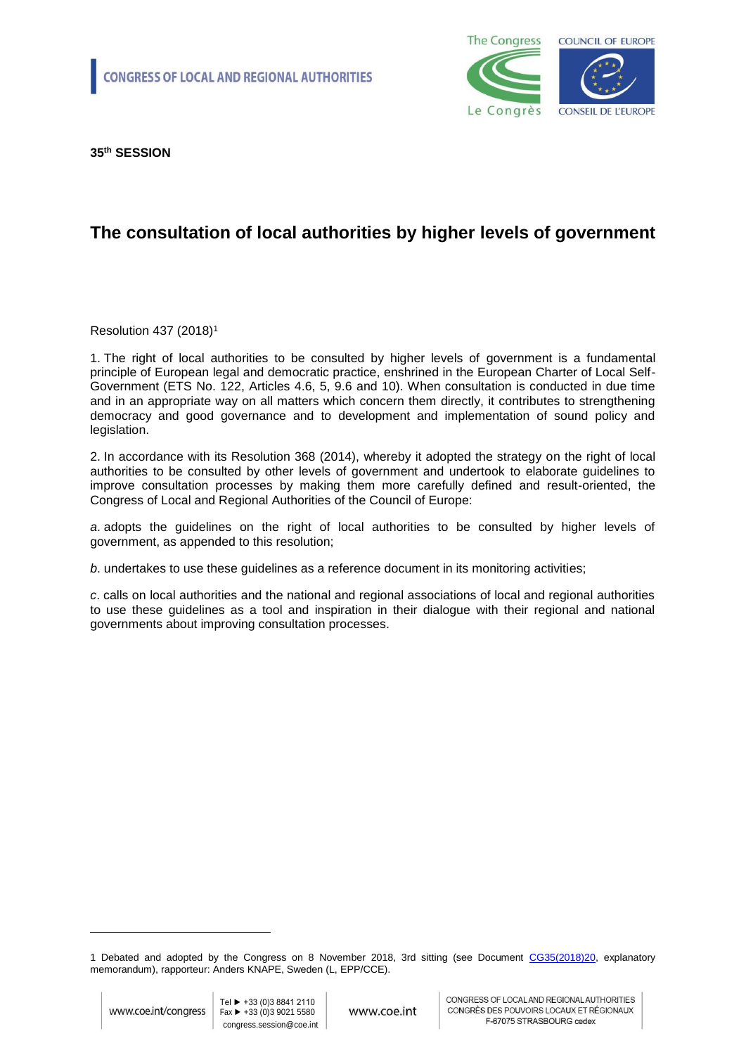CONGRESS OF LOCAL AND REGIONAL AUTHORITIES

**35th SESSION**

# The consultation of local authorities by higher levels of government

Resolution 437 (2018)[1]

1. The right of local authorities to be consulted by higher levels of government is a fundamental principle of European legal and democratic practice, enshrined in the European Charter of Local Self-Government (ETS No. 122, Articles 4.6, 5, 9.6 and 10). When consultation is conducted in due time and in an appropriate way on all matters which concern them directly, it contributes to strengthening democracy and good governance and to development and implementation of sound policy and legislation.

2. In accordance with its Resolution 368 (2014), whereby it adopted the strategy on the right of local authorities to be consulted by other levels of government and undertook to elaborate guidelines to improve consultation processes by making them more carefully defined and result-oriented, the Congress of Local and Regional Authorities of the Council of Europe:

*a*. adopts the guidelines on the right of local authorities to be consulted by higher levels of government, as appended to this resolution;

*b*. undertakes to use these guidelines as a reference document in its monitoring activities;

*c*. calls on local authorities and the national and regional associations of local and regional authorities to use these guidelines as a tool and inspiration in their dialogue with their regional and national governments about improving consultation processes.

---

1 Debated and adopted by the Congress on 8 November 2018, 3rd sitting (see Document CG35(2018)20, explanatory memorandum), rapporteur: Anders KNAPE, Sweden (L, EPP/CCE).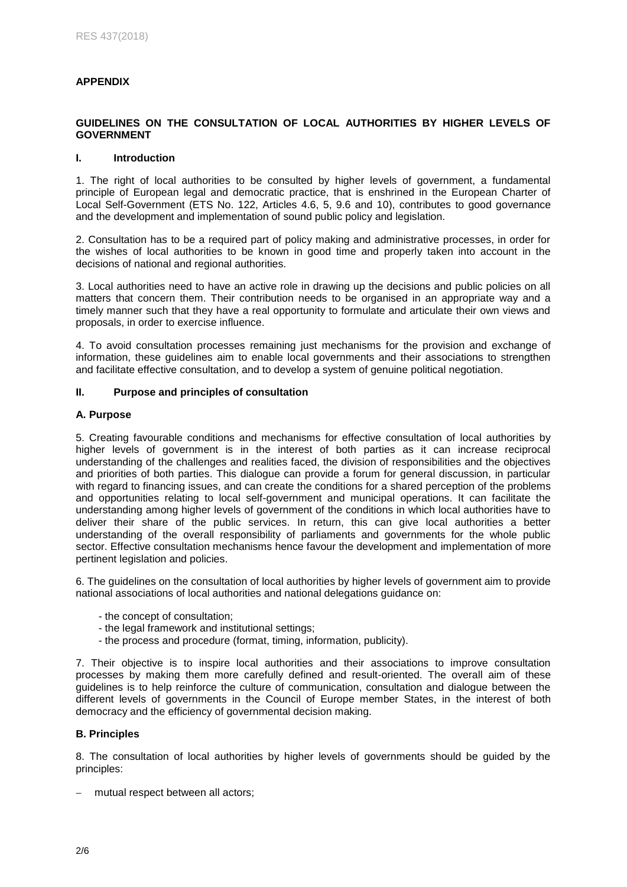## APPENDIX

## GUIDELINES ON THE CONSULTATION OF LOCAL AUTHORITIES BY HIGHER LEVELS OF GOVERNMENT

### I. Introduction

1. The right of local authorities to be consulted by higher levels of government, a fundamental principle of European legal and democratic practice, that is enshrined in the European Charter of Local Self-Government (ETS No. 122, Articles 4.6, 5, 9.6 and 10), contributes to good governance and the development and implementation of sound public policy and legislation.

2. Consultation has to be a required part of policy making and administrative processes, in order for the wishes of local authorities to be known in good time and properly taken into account in the decisions of national and regional authorities.

3. Local authorities need to have an active role in drawing up the decisions and public policies on all matters that concern them. Their contribution needs to be organised in an appropriate way and a timely manner such that they have a real opportunity to formulate and articulate their own views and proposals, in order to exercise influence.

4. To avoid consultation processes remaining just mechanisms for the provision and exchange of information, these guidelines aim to enable local governments and their associations to strengthen and facilitate effective consultation, and to develop a system of genuine political negotiation.

### II. Purpose and principles of consultation

#### A. Purpose

5. Creating favourable conditions and mechanisms for effective consultation of local authorities by higher levels of government is in the interest of both parties as it can increase reciprocal understanding of the challenges and realities faced, the division of responsibilities and the objectives and priorities of both parties. This dialogue can provide a forum for general discussion, in particular with regard to financing issues, and can create the conditions for a shared perception of the problems and opportunities relating to local self-government and municipal operations. It can facilitate the understanding among higher levels of government of the conditions in which local authorities have to deliver their share of the public services. In return, this can give local authorities a better understanding of the overall responsibility of parliaments and governments for the whole public sector. Effective consultation mechanisms hence favour the development and implementation of more pertinent legislation and policies.

6. The guidelines on the consultation of local authorities by higher levels of government aim to provide national associations of local authorities and national delegations guidance on:

- the concept of consultation;
- the legal framework and institutional settings;
- the process and procedure (format, timing, information, publicity).

7. Their objective is to inspire local authorities and their associations to improve consultation processes by making them more carefully defined and result-oriented. The overall aim of these guidelines is to help reinforce the culture of communication, consultation and dialogue between the different levels of governments in the Council of Europe member States, in the interest of both democracy and the efficiency of governmental decision making.

#### B. Principles

8. The consultation of local authorities by higher levels of governments should be guided by the principles:

- mutual respect between all actors;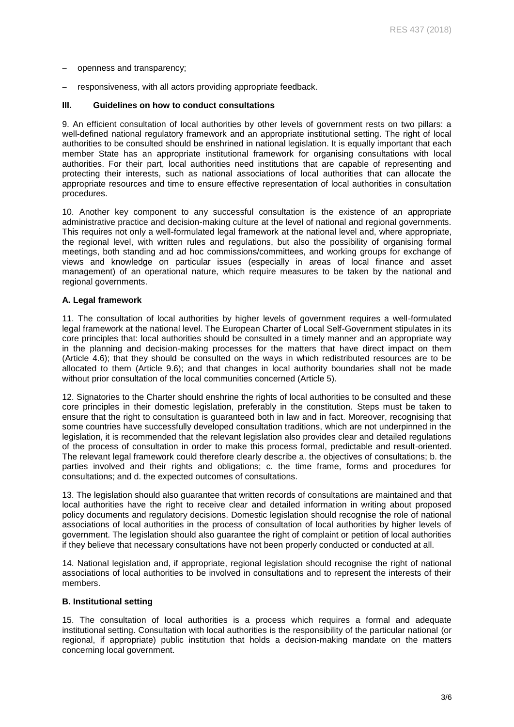- openness and transparency;
- responsiveness, with all actors providing appropriate feedback.

### III. Guidelines on how to conduct consultations

9. An efficient consultation of local authorities by other levels of government rests on two pillars: a well-defined national regulatory framework and an appropriate institutional setting. The right of local authorities to be consulted should be enshrined in national legislation. It is equally important that each member State has an appropriate institutional framework for organising consultations with local authorities. For their part, local authorities need institutions that are capable of representing and protecting their interests, such as national associations of local authorities that can allocate the appropriate resources and time to ensure effective representation of local authorities in consultation procedures.

10. Another key component to any successful consultation is the existence of an appropriate administrative practice and decision-making culture at the level of national and regional governments. This requires not only a well-formulated legal framework at the national level and, where appropriate, the regional level, with written rules and regulations, but also the possibility of organising formal meetings, both standing and ad hoc commissions/committees, and working groups for exchange of views and knowledge on particular issues (especially in areas of local finance and asset management) of an operational nature, which require measures to be taken by the national and regional governments.

#### A. Legal framework

11. The consultation of local authorities by higher levels of government requires a well-formulated legal framework at the national level. The European Charter of Local Self-Government stipulates in its core principles that: local authorities should be consulted in a timely manner and an appropriate way in the planning and decision-making processes for the matters that have direct impact on them (Article 4.6); that they should be consulted on the ways in which redistributed resources are to be allocated to them (Article 9.6); and that changes in local authority boundaries shall not be made without prior consultation of the local communities concerned (Article 5).

12. Signatories to the Charter should enshrine the rights of local authorities to be consulted and these core principles in their domestic legislation, preferably in the constitution. Steps must be taken to ensure that the right to consultation is guaranteed both in law and in fact. Moreover, recognising that some countries have successfully developed consultation traditions, which are not underpinned in the legislation, it is recommended that the relevant legislation also provides clear and detailed regulations of the process of consultation in order to make this process formal, predictable and result-oriented. The relevant legal framework could therefore clearly describe a. the objectives of consultations; b. the parties involved and their rights and obligations; c. the time frame, forms and procedures for consultations; and d. the expected outcomes of consultations.

13. The legislation should also guarantee that written records of consultations are maintained and that local authorities have the right to receive clear and detailed information in writing about proposed policy documents and regulatory decisions. Domestic legislation should recognise the role of national associations of local authorities in the process of consultation of local authorities by higher levels of government. The legislation should also guarantee the right of complaint or petition of local authorities if they believe that necessary consultations have not been properly conducted or conducted at all.

14. National legislation and, if appropriate, regional legislation should recognise the right of national associations of local authorities to be involved in consultations and to represent the interests of their members.

#### B. Institutional setting

15. The consultation of local authorities is a process which requires a formal and adequate institutional setting. Consultation with local authorities is the responsibility of the particular national (or regional, if appropriate) public institution that holds a decision-making mandate on the matters concerning local government.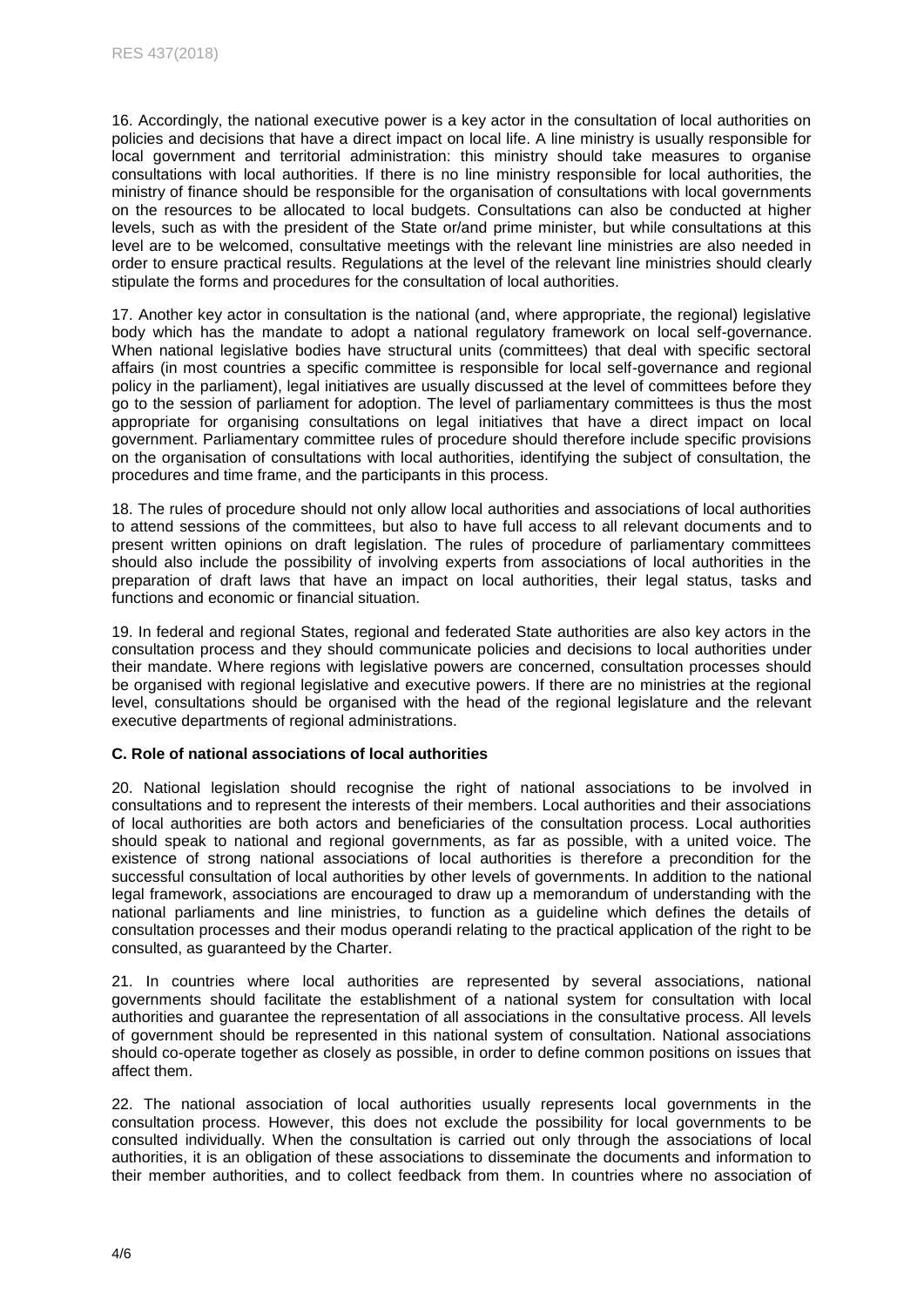16. Accordingly, the national executive power is a key actor in the consultation of local authorities on policies and decisions that have a direct impact on local life. A line ministry is usually responsible for local government and territorial administration: this ministry should take measures to organise consultations with local authorities. If there is no line ministry responsible for local authorities, the ministry of finance should be responsible for the organisation of consultations with local governments on the resources to be allocated to local budgets. Consultations can also be conducted at higher levels, such as with the president of the State or/and prime minister, but while consultations at this level are to be welcomed, consultative meetings with the relevant line ministries are also needed in order to ensure practical results. Regulations at the level of the relevant line ministries should clearly stipulate the forms and procedures for the consultation of local authorities.

17. Another key actor in consultation is the national (and, where appropriate, the regional) legislative body which has the mandate to adopt a national regulatory framework on local self-governance. When national legislative bodies have structural units (committees) that deal with specific sectoral affairs (in most countries a specific committee is responsible for local self-governance and regional policy in the parliament), legal initiatives are usually discussed at the level of committees before they go to the session of parliament for adoption. The level of parliamentary committees is thus the most appropriate for organising consultations on legal initiatives that have a direct impact on local government. Parliamentary committee rules of procedure should therefore include specific provisions on the organisation of consultations with local authorities, identifying the subject of consultation, the procedures and time frame, and the participants in this process.

18. The rules of procedure should not only allow local authorities and associations of local authorities to attend sessions of the committees, but also to have full access to all relevant documents and to present written opinions on draft legislation. The rules of procedure of parliamentary committees should also include the possibility of involving experts from associations of local authorities in the preparation of draft laws that have an impact on local authorities, their legal status, tasks and functions and economic or financial situation.

19. In federal and regional States, regional and federated State authorities are also key actors in the consultation process and they should communicate policies and decisions to local authorities under their mandate. Where regions with legislative powers are concerned, consultation processes should be organised with regional legislative and executive powers. If there are no ministries at the regional level, consultations should be organised with the head of the regional legislature and the relevant executive departments of regional administrations.

**C. Role of national associations of local authorities**

20. National legislation should recognise the right of national associations to be involved in consultations and to represent the interests of their members. Local authorities and their associations of local authorities are both actors and beneficiaries of the consultation process. Local authorities should speak to national and regional governments, as far as possible, with a united voice. The existence of strong national associations of local authorities is therefore a precondition for the successful consultation of local authorities by other levels of governments. In addition to the national legal framework, associations are encouraged to draw up a memorandum of understanding with the national parliaments and line ministries, to function as a guideline which defines the details of consultation processes and their modus operandi relating to the practical application of the right to be consulted, as guaranteed by the Charter.

21. In countries where local authorities are represented by several associations, national governments should facilitate the establishment of a national system for consultation with local authorities and guarantee the representation of all associations in the consultative process. All levels of government should be represented in this national system of consultation. National associations should co-operate together as closely as possible, in order to define common positions on issues that affect them.

22. The national association of local authorities usually represents local governments in the consultation process. However, this does not exclude the possibility for local governments to be consulted individually. When the consultation is carried out only through the associations of local authorities, it is an obligation of these associations to disseminate the documents and information to their member authorities, and to collect feedback from them. In countries where no association of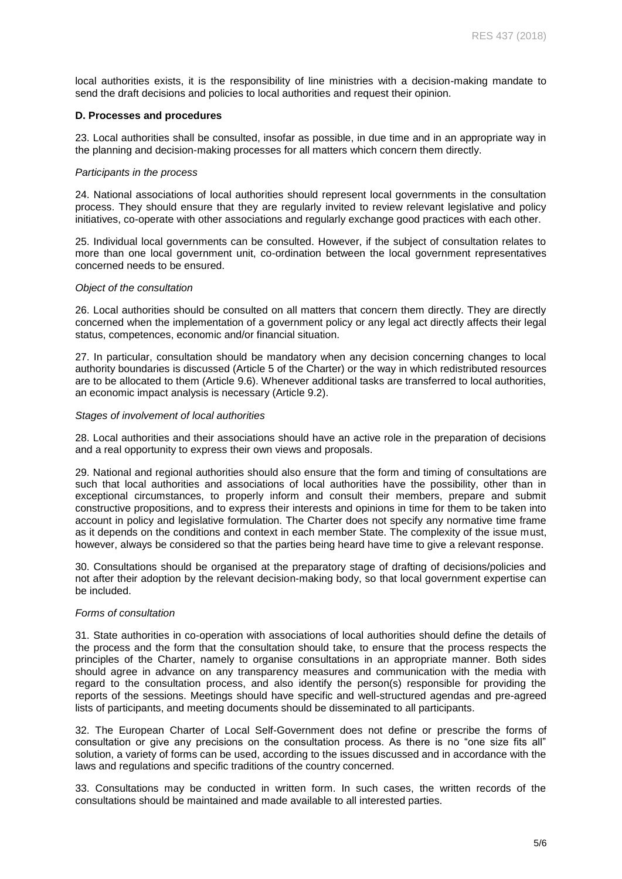local authorities exists, it is the responsibility of line ministries with a decision-making mandate to send the draft decisions and policies to local authorities and request their opinion.

**D. Processes and procedures**

23. Local authorities shall be consulted, insofar as possible, in due time and in an appropriate way in the planning and decision-making processes for all matters which concern them directly.

*Participants in the process*

24. National associations of local authorities should represent local governments in the consultation process. They should ensure that they are regularly invited to review relevant legislative and policy initiatives, co-operate with other associations and regularly exchange good practices with each other.

25. Individual local governments can be consulted. However, if the subject of consultation relates to more than one local government unit, co-ordination between the local government representatives concerned needs to be ensured.

*Object of the consultation*

26. Local authorities should be consulted on all matters that concern them directly. They are directly concerned when the implementation of a government policy or any legal act directly affects their legal status, competences, economic and/or financial situation.

27. In particular, consultation should be mandatory when any decision concerning changes to local authority boundaries is discussed (Article 5 of the Charter) or the way in which redistributed resources are to be allocated to them (Article 9.6). Whenever additional tasks are transferred to local authorities, an economic impact analysis is necessary (Article 9.2).

*Stages of involvement of local authorities*

28. Local authorities and their associations should have an active role in the preparation of decisions and a real opportunity to express their own views and proposals.

29. National and regional authorities should also ensure that the form and timing of consultations are such that local authorities and associations of local authorities have the possibility, other than in exceptional circumstances, to properly inform and consult their members, prepare and submit constructive propositions, and to express their interests and opinions in time for them to be taken into account in policy and legislative formulation. The Charter does not specify any normative time frame as it depends on the conditions and context in each member State. The complexity of the issue must, however, always be considered so that the parties being heard have time to give a relevant response.

30. Consultations should be organised at the preparatory stage of drafting of decisions/policies and not after their adoption by the relevant decision-making body, so that local government expertise can be included.

*Forms of consultation*

31. State authorities in co-operation with associations of local authorities should define the details of the process and the form that the consultation should take, to ensure that the process respects the principles of the Charter, namely to organise consultations in an appropriate manner. Both sides should agree in advance on any transparency measures and communication with the media with regard to the consultation process, and also identify the person(s) responsible for providing the reports of the sessions. Meetings should have specific and well-structured agendas and pre-agreed lists of participants, and meeting documents should be disseminated to all participants.

32. The European Charter of Local Self-Government does not define or prescribe the forms of consultation or give any precisions on the consultation process. As there is no "one size fits all" solution, a variety of forms can be used, according to the issues discussed and in accordance with the laws and regulations and specific traditions of the country concerned.

33. Consultations may be conducted in written form. In such cases, the written records of the consultations should be maintained and made available to all interested parties.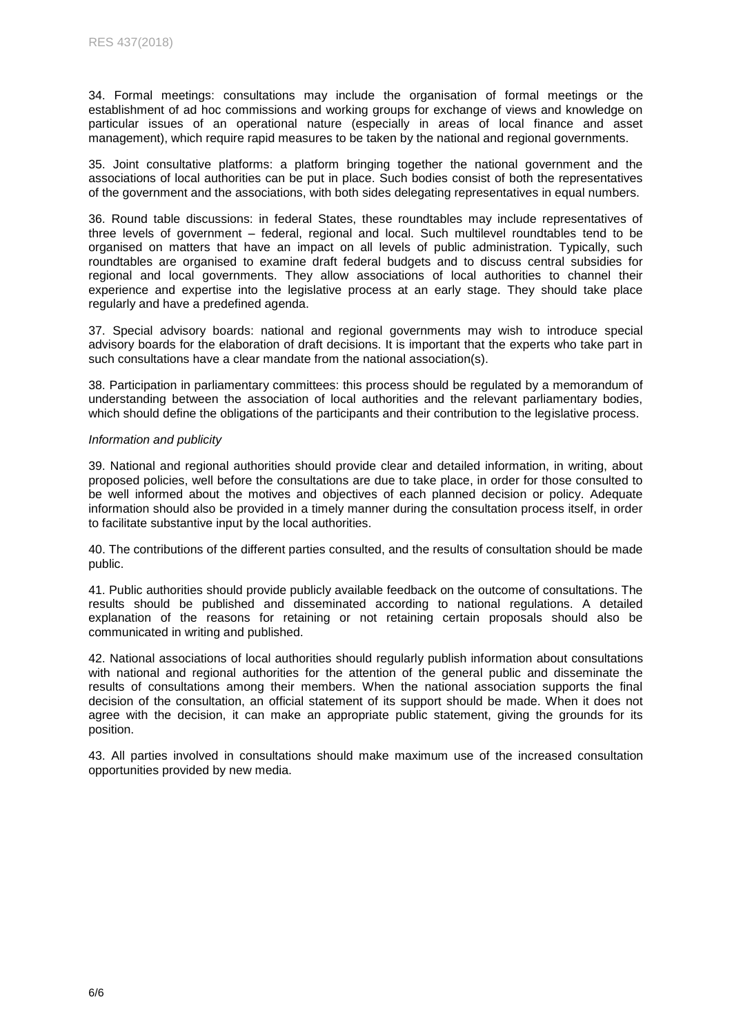34. Formal meetings: consultations may include the organisation of formal meetings or the establishment of ad hoc commissions and working groups for exchange of views and knowledge on particular issues of an operational nature (especially in areas of local finance and asset management), which require rapid measures to be taken by the national and regional governments.

35. Joint consultative platforms: a platform bringing together the national government and the associations of local authorities can be put in place. Such bodies consist of both the representatives of the government and the associations, with both sides delegating representatives in equal numbers.

36. Round table discussions: in federal States, these roundtables may include representatives of three levels of government – federal, regional and local. Such multilevel roundtables tend to be organised on matters that have an impact on all levels of public administration. Typically, such roundtables are organised to examine draft federal budgets and to discuss central subsidies for regional and local governments. They allow associations of local authorities to channel their experience and expertise into the legislative process at an early stage. They should take place regularly and have a predefined agenda.

37. Special advisory boards: national and regional governments may wish to introduce special advisory boards for the elaboration of draft decisions. It is important that the experts who take part in such consultations have a clear mandate from the national association(s).

38. Participation in parliamentary committees: this process should be regulated by a memorandum of understanding between the association of local authorities and the relevant parliamentary bodies, which should define the obligations of the participants and their contribution to the legislative process.

*Information and publicity*

39. National and regional authorities should provide clear and detailed information, in writing, about proposed policies, well before the consultations are due to take place, in order for those consulted to be well informed about the motives and objectives of each planned decision or policy. Adequate information should also be provided in a timely manner during the consultation process itself, in order to facilitate substantive input by the local authorities.

40. The contributions of the different parties consulted, and the results of consultation should be made public.

41. Public authorities should provide publicly available feedback on the outcome of consultations. The results should be published and disseminated according to national regulations. A detailed explanation of the reasons for retaining or not retaining certain proposals should also be communicated in writing and published.

42. National associations of local authorities should regularly publish information about consultations with national and regional authorities for the attention of the general public and disseminate the results of consultations among their members. When the national association supports the final decision of the consultation, an official statement of its support should be made. When it does not agree with the decision, it can make an appropriate public statement, giving the grounds for its position.

43. All parties involved in consultations should make maximum use of the increased consultation opportunities provided by new media.